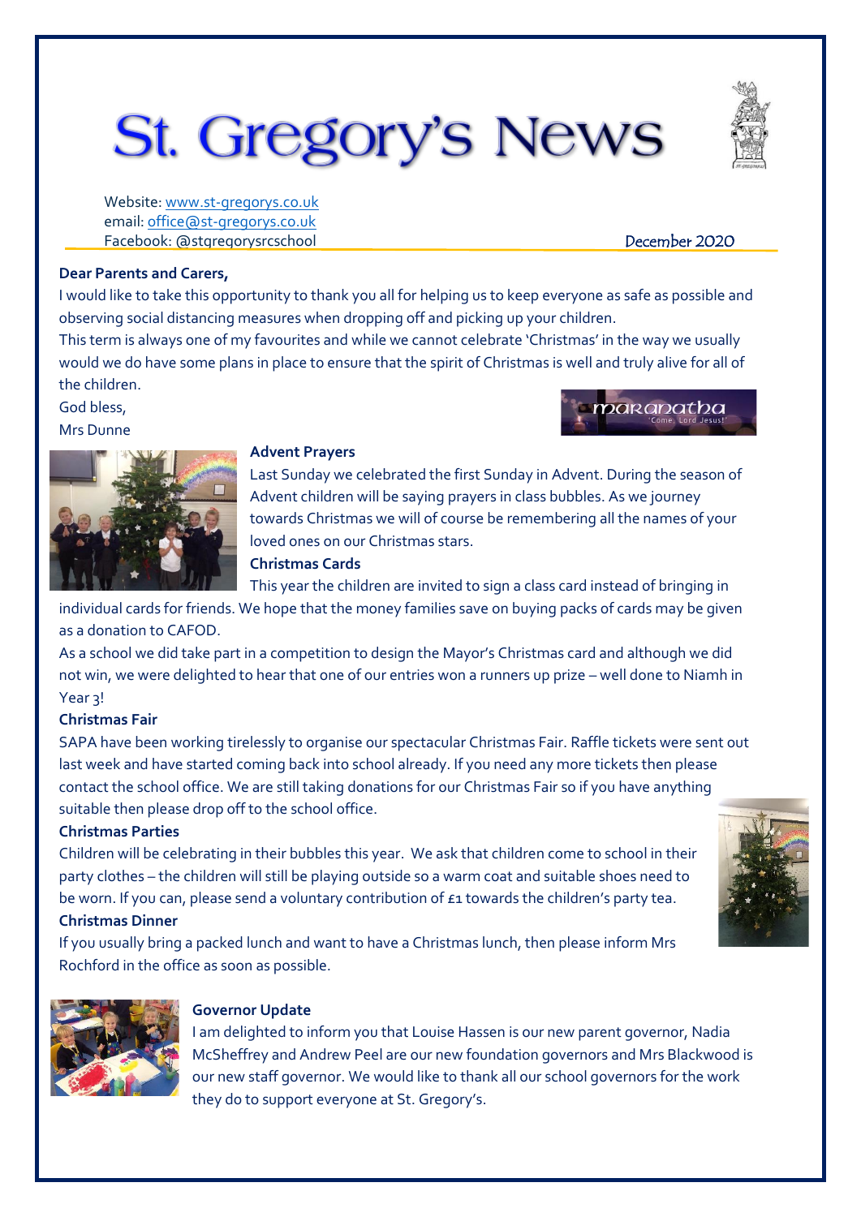# St. Gregory's News

Website: www.st-gregorys.co.uk
email: office@st-gregorys.co.uk
Facebook: @stgregorysrcschool

December 2020

**Dear Parents and Carers,**

I would like to take this opportunity to thank you all for helping us to keep everyone as safe as possible and observing social distancing measures when dropping off and picking up your children.

This term is always one of my favourites and while we cannot celebrate 'Christmas' in the way we usually would we do have some plans in place to ensure that the spirit of Christmas is well and truly alive for all of the children.

God bless,
Mrs Dunne

maranatha
'Come, Lord Jesus!'

**Advent Prayers**

Last Sunday we celebrated the first Sunday in Advent. During the season of Advent children will be saying prayers in class bubbles. As we journey towards Christmas we will of course be remembering all the names of your loved ones on our Christmas stars.

**Christmas Cards**

This year the children are invited to sign a class card instead of bringing in individual cards for friends. We hope that the money families save on buying packs of cards may be given as a donation to CAFOD.

As a school we did take part in a competition to design the Mayor's Christmas card and although we did not win, we were delighted to hear that one of our entries won a runners up prize – well done to Niamh in Year 3!

**Christmas Fair**

SAPA have been working tirelessly to organise our spectacular Christmas Fair. Raffle tickets were sent out last week and have started coming back into school already. If you need any more tickets then please contact the school office. We are still taking donations for our Christmas Fair so if you have anything suitable then please drop off to the school office.

**Christmas Parties**

Children will be celebrating in their bubbles this year. We ask that children come to school in their party clothes – the children will still be playing outside so a warm coat and suitable shoes need to be worn. If you can, please send a voluntary contribution of £1 towards the children's party tea.

**Christmas Dinner**

If you usually bring a packed lunch and want to have a Christmas lunch, then please inform Mrs Rochford in the office as soon as possible.

**Governor Update**

I am delighted to inform you that Louise Hassen is our new parent governor, Nadia McSheffrey and Andrew Peel are our new foundation governors and Mrs Blackwood is our new staff governor. We would like to thank all our school governors for the work they do to support everyone at St. Gregory's.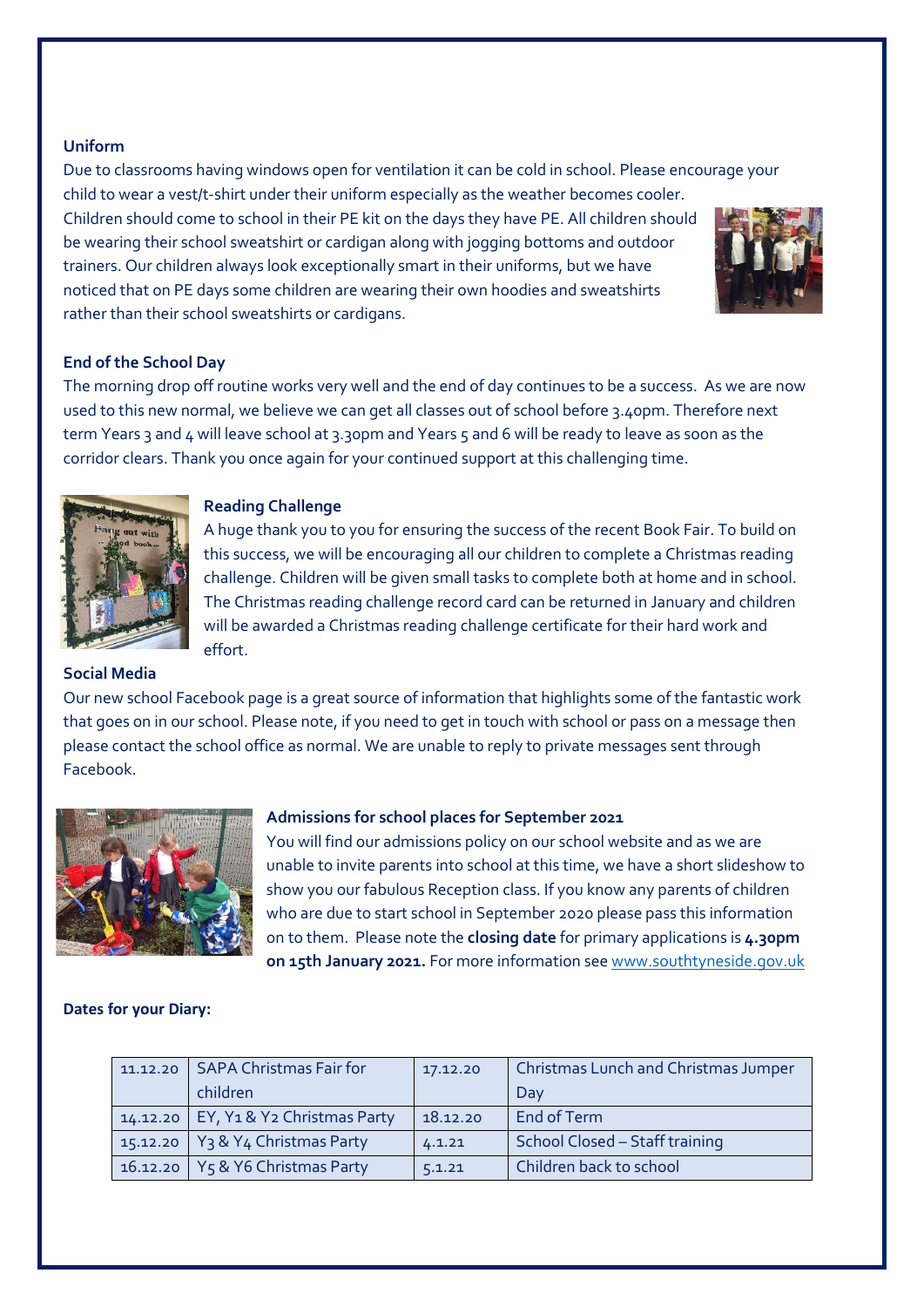## Uniform

Due to classrooms having windows open for ventilation it can be cold in school. Please encourage your child to wear a vest/t-shirt under their uniform especially as the weather becomes cooler. Children should come to school in their PE kit on the days they have PE. All children should be wearing their school sweatshirt or cardigan along with jogging bottoms and outdoor trainers. Our children always look exceptionally smart in their uniforms, but we have noticed that on PE days some children are wearing their own hoodies and sweatshirts rather than their school sweatshirts or cardigans.

## End of the School Day

The morning drop off routine works very well and the end of day continues to be a success. As we are now used to this new normal, we believe we can get all classes out of school before 3.40pm. Therefore next term Years 3 and 4 will leave school at 3.30pm and Years 5 and 6 will be ready to leave as soon as the corridor clears. Thank you once again for your continued support at this challenging time.

## Reading Challenge

A huge thank you to you for ensuring the success of the recent Book Fair. To build on this success, we will be encouraging all our children to complete a Christmas reading challenge. Children will be given small tasks to complete both at home and in school. The Christmas reading challenge record card can be returned in January and children will be awarded a Christmas reading challenge certificate for their hard work and effort.

## Social Media

Our new school Facebook page is a great source of information that highlights some of the fantastic work that goes on in our school. Please note, if you need to get in touch with school or pass on a message then please contact the school office as normal. We are unable to reply to private messages sent through Facebook.

## Admissions for school places for September 2021

You will find our admissions policy on our school website and as we are unable to invite parents into school at this time, we have a short slideshow to show you our fabulous Reception class. If you know any parents of children who are due to start school in September 2020 please pass this information on to them. Please note the **closing date** for primary applications is **4.30pm on 15th January 2021.** For more information see www.southtyneside.gov.uk

## Dates for your Diary:

| | | | |
|---|---|---|---|
| 11.12.20 | SAPA Christmas Fair for children | 17.12.20 | Christmas Lunch and Christmas Jumper Day |
| 14.12.20 | EY, Y1 & Y2 Christmas Party | 18.12.20 | End of Term |
| 15.12.20 | Y3 & Y4 Christmas Party | 4.1.21 | School Closed – Staff training |
| 16.12.20 | Y5 & Y6 Christmas Party | 5.1.21 | Children back to school |